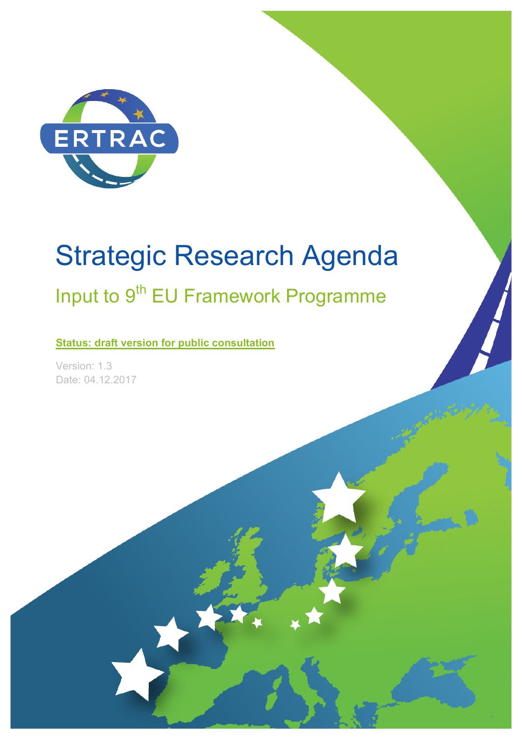ERTRAC

# Strategic Research Agenda

## Input to 9th EU Framework Programme

**Status: draft version for public consultation**

Version: 1.3

Date: 04.12.2017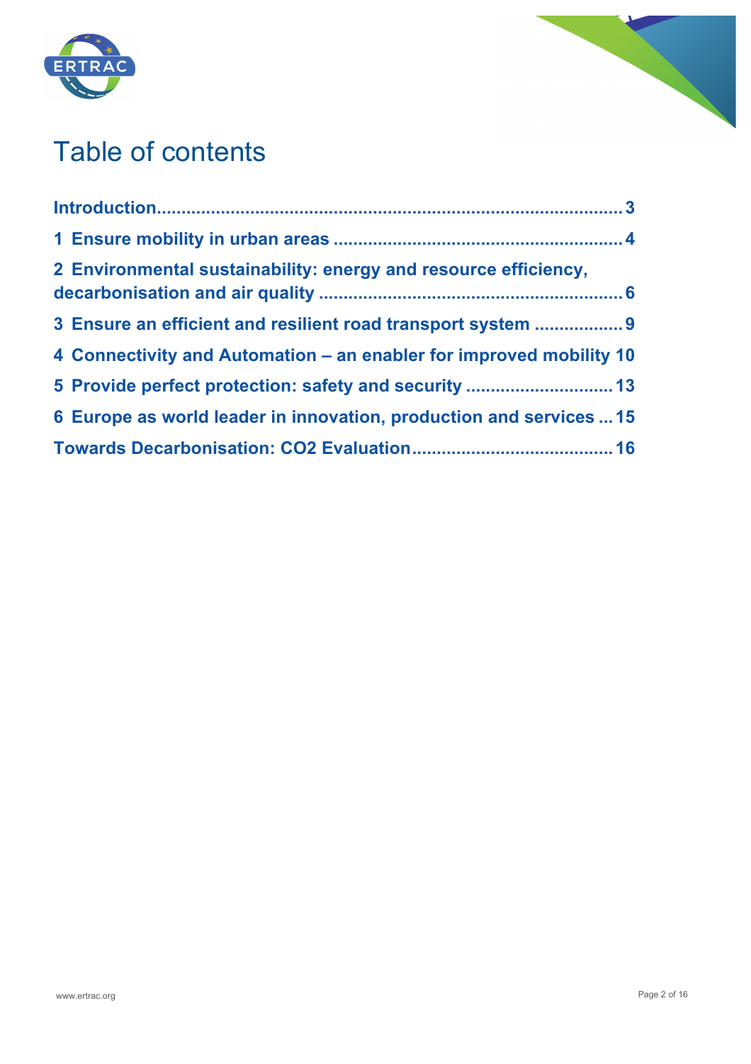# Table of contents

**Introduction ... 3**

**1 Ensure mobility in urban areas ... 4**

**2 Environmental sustainability: energy and resource efficiency, decarbonisation and air quality ... 6**

**3 Ensure an efficient and resilient road transport system ... 9**

**4 Connectivity and Automation – an enabler for improved mobility 10**

**5 Provide perfect protection: safety and security ... 13**

**6 Europe as world leader in innovation, production and services ... 15**

**Towards Decarbonisation: CO2 Evaluation ... 16**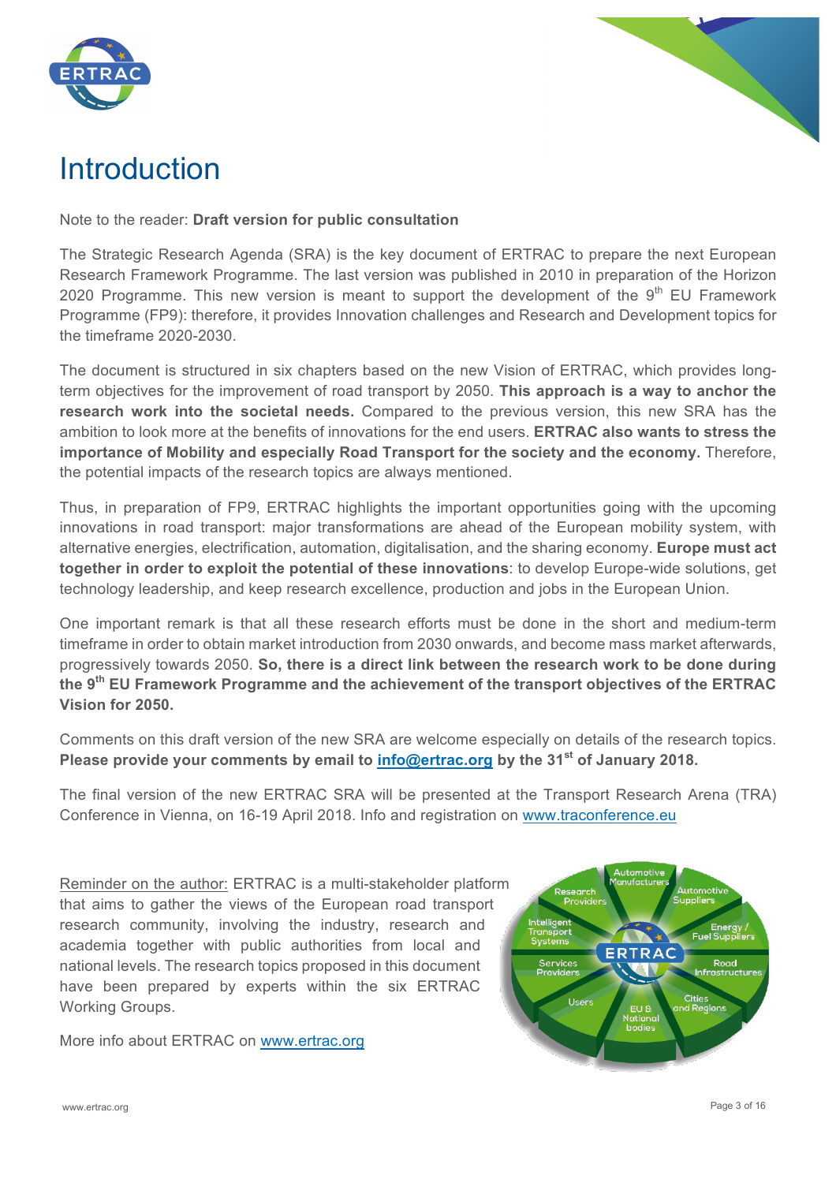# Introduction

Note to the reader: **Draft version for public consultation**

The Strategic Research Agenda (SRA) is the key document of ERTRAC to prepare the next European Research Framework Programme. The last version was published in 2010 in preparation of the Horizon 2020 Programme. This new version is meant to support the development of the 9th EU Framework Programme (FP9): therefore, it provides Innovation challenges and Research and Development topics for the timeframe 2020-2030.

The document is structured in six chapters based on the new Vision of ERTRAC, which provides long-term objectives for the improvement of road transport by 2050. **This approach is a way to anchor the research work into the societal needs.** Compared to the previous version, this new SRA has the ambition to look more at the benefits of innovations for the end users. **ERTRAC also wants to stress the importance of Mobility and especially Road Transport for the society and the economy.** Therefore, the potential impacts of the research topics are always mentioned.

Thus, in preparation of FP9, ERTRAC highlights the important opportunities going with the upcoming innovations in road transport: major transformations are ahead of the European mobility system, with alternative energies, electrification, automation, digitalisation, and the sharing economy. **Europe must act together in order to exploit the potential of these innovations**: to develop Europe-wide solutions, get technology leadership, and keep research excellence, production and jobs in the European Union.

One important remark is that all these research efforts must be done in the short and medium-term timeframe in order to obtain market introduction from 2030 onwards, and become mass market afterwards, progressively towards 2050. **So, there is a direct link between the research work to be done during the 9th EU Framework Programme and the achievement of the transport objectives of the ERTRAC Vision for 2050.**

Comments on this draft version of the new SRA are welcome especially on details of the research topics. **Please provide your comments by email to info@ertrac.org by the 31st of January 2018.**

The final version of the new ERTRAC SRA will be presented at the Transport Research Arena (TRA) Conference in Vienna, on 16-19 April 2018. Info and registration on www.traconference.eu

Reminder on the author: ERTRAC is a multi-stakeholder platform that aims to gather the views of the European road transport research community, involving the industry, research and academia together with public authorities from local and national levels. The research topics proposed in this document have been prepared by experts within the six ERTRAC Working Groups.

More info about ERTRAC on www.ertrac.org

Automotive Manufacturers, Automotive Suppliers, Energy / Fuel Suppliers, Road Infrastructures, Cities and Regions, EU & National bodies, Users, Services Providers, Intelligent Transport Systems, Research Providers — ERTRAC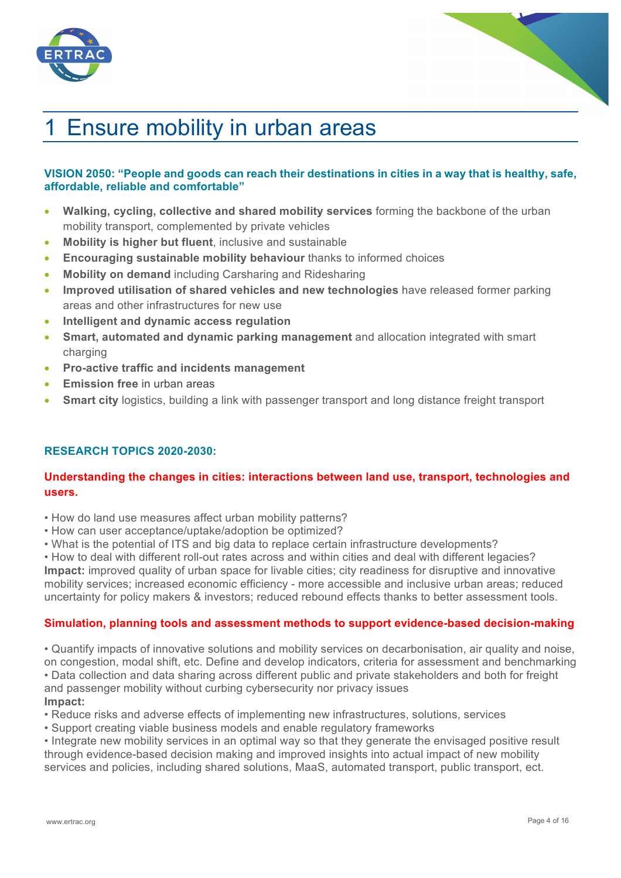# 1 Ensure mobility in urban areas

**VISION 2050: "People and goods can reach their destinations in cities in a way that is healthy, safe, affordable, reliable and comfortable"**

- **Walking, cycling, collective and shared mobility services** forming the backbone of the urban mobility transport, complemented by private vehicles
- **Mobility is higher but fluent**, inclusive and sustainable
- **Encouraging sustainable mobility behaviour** thanks to informed choices
- **Mobility on demand** including Carsharing and Ridesharing
- **Improved utilisation of shared vehicles and new technologies** have released former parking areas and other infrastructures for new use
- **Intelligent and dynamic access regulation**
- **Smart, automated and dynamic parking management** and allocation integrated with smart charging
- **Pro-active traffic and incidents management**
- **Emission free** in urban areas
- **Smart city** logistics, building a link with passenger transport and long distance freight transport

## RESEARCH TOPICS 2020-2030:

### Understanding the changes in cities: interactions between land use, transport, technologies and users.

• How do land use measures affect urban mobility patterns?
• How can user acceptance/uptake/adoption be optimized?
• What is the potential of ITS and big data to replace certain infrastructure developments?
• How to deal with different roll-out rates across and within cities and deal with different legacies?
**Impact:** improved quality of urban space for livable cities; city readiness for disruptive and innovative mobility services; increased economic efficiency - more accessible and inclusive urban areas; reduced uncertainty for policy makers & investors; reduced rebound effects thanks to better assessment tools.

### Simulation, planning tools and assessment methods to support evidence-based decision-making

• Quantify impacts of innovative solutions and mobility services on decarbonisation, air quality and noise, on congestion, modal shift, etc. Define and develop indicators, criteria for assessment and benchmarking
• Data collection and data sharing across different public and private stakeholders and both for freight and passenger mobility without curbing cybersecurity nor privacy issues
**Impact:**
• Reduce risks and adverse effects of implementing new infrastructures, solutions, services
• Support creating viable business models and enable regulatory frameworks
• Integrate new mobility services in an optimal way so that they generate the envisaged positive result through evidence-based decision making and improved insights into actual impact of new mobility services and policies, including shared solutions, MaaS, automated transport, public transport, ect.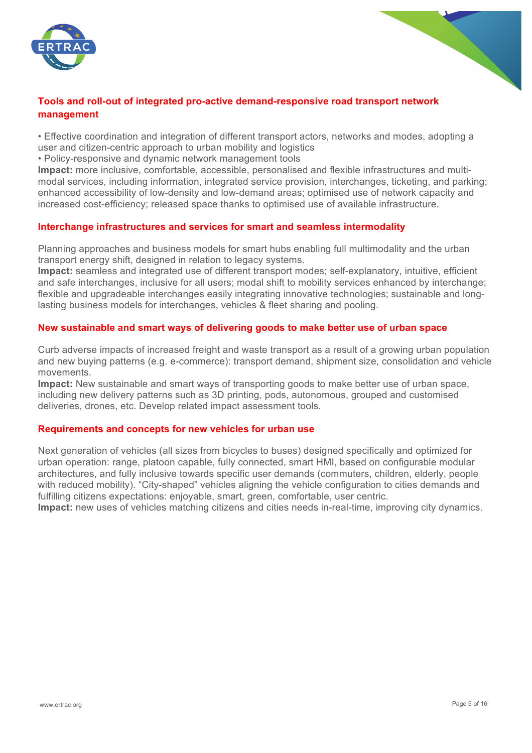### Tools and roll-out of integrated pro-active demand-responsive road transport network management

- Effective coordination and integration of different transport actors, networks and modes, adopting a user and citizen-centric approach to urban mobility and logistics
- Policy-responsive and dynamic network management tools

**Impact:** more inclusive, comfortable, accessible, personalised and flexible infrastructures and multi-modal services, including information, integrated service provision, interchanges, ticketing, and parking; enhanced accessibility of low-density and low-demand areas; optimised use of network capacity and increased cost-efficiency; released space thanks to optimised use of available infrastructure.

### Interchange infrastructures and services for smart and seamless intermodality

Planning approaches and business models for smart hubs enabling full multimodality and the urban transport energy shift, designed in relation to legacy systems.
**Impact:** seamless and integrated use of different transport modes; self-explanatory, intuitive, efficient and safe interchanges, inclusive for all users; modal shift to mobility services enhanced by interchange; flexible and upgradeable interchanges easily integrating innovative technologies; sustainable and long-lasting business models for interchanges, vehicles & fleet sharing and pooling.

### New sustainable and smart ways of delivering goods to make better use of urban space

Curb adverse impacts of increased freight and waste transport as a result of a growing urban population and new buying patterns (e.g. e-commerce): transport demand, shipment size, consolidation and vehicle movements.
**Impact:** New sustainable and smart ways of transporting goods to make better use of urban space, including new delivery patterns such as 3D printing, pods, autonomous, grouped and customised deliveries, drones, etc. Develop related impact assessment tools.

### Requirements and concepts for new vehicles for urban use

Next generation of vehicles (all sizes from bicycles to buses) designed specifically and optimized for urban operation: range, platoon capable, fully connected, smart HMI, based on configurable modular architectures, and fully inclusive towards specific user demands (commuters, children, elderly, people with reduced mobility). "City-shaped" vehicles aligning the vehicle configuration to cities demands and fulfilling citizens expectations: enjoyable, smart, green, comfortable, user centric.
**Impact:** new uses of vehicles matching citizens and cities needs in-real-time, improving city dynamics.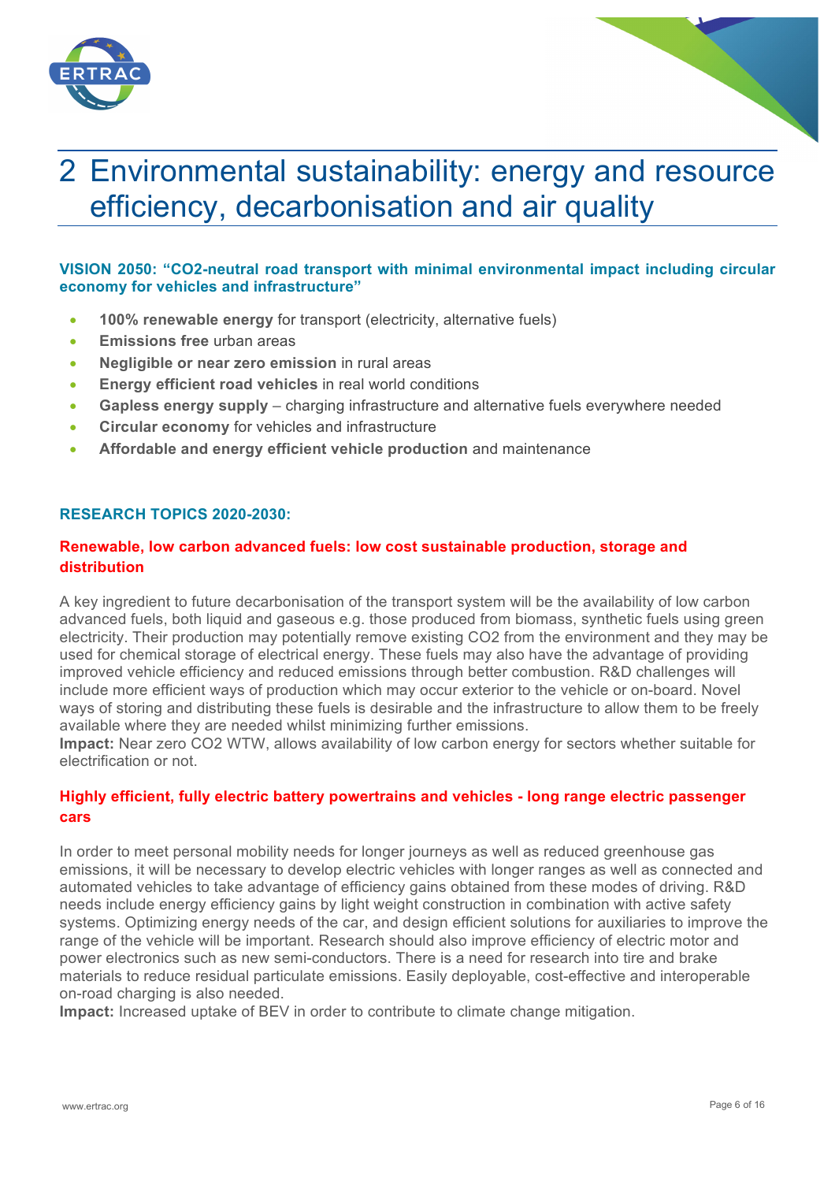# 2 Environmental sustainability: energy and resource efficiency, decarbonisation and air quality

**VISION 2050: "CO2-neutral road transport with minimal environmental impact including circular economy for vehicles and infrastructure"**

- **100% renewable energy** for transport (electricity, alternative fuels)
- **Emissions free** urban areas
- **Negligible or near zero emission** in rural areas
- **Energy efficient road vehicles** in real world conditions
- **Gapless energy supply** – charging infrastructure and alternative fuels everywhere needed
- **Circular economy** for vehicles and infrastructure
- **Affordable and energy efficient vehicle production** and maintenance

**RESEARCH TOPICS 2020-2030:**

### Renewable, low carbon advanced fuels: low cost sustainable production, storage and distribution

A key ingredient to future decarbonisation of the transport system will be the availability of low carbon advanced fuels, both liquid and gaseous e.g. those produced from biomass, synthetic fuels using green electricity. Their production may potentially remove existing CO2 from the environment and they may be used for chemical storage of electrical energy. These fuels may also have the advantage of providing improved vehicle efficiency and reduced emissions through better combustion. R&D challenges will include more efficient ways of production which may occur exterior to the vehicle or on-board. Novel ways of storing and distributing these fuels is desirable and the infrastructure to allow them to be freely available where they are needed whilst minimizing further emissions.
**Impact:** Near zero CO2 WTW, allows availability of low carbon energy for sectors whether suitable for electrification or not.

### Highly efficient, fully electric battery powertrains and vehicles - long range electric passenger cars

In order to meet personal mobility needs for longer journeys as well as reduced greenhouse gas emissions, it will be necessary to develop electric vehicles with longer ranges as well as connected and automated vehicles to take advantage of efficiency gains obtained from these modes of driving. R&D needs include energy efficiency gains by light weight construction in combination with active safety systems. Optimizing energy needs of the car, and design efficient solutions for auxiliaries to improve the range of the vehicle will be important. Research should also improve efficiency of electric motor and power electronics such as new semi-conductors. There is a need for research into tire and brake materials to reduce residual particulate emissions. Easily deployable, cost-effective and interoperable on-road charging is also needed.
**Impact:** Increased uptake of BEV in order to contribute to climate change mitigation.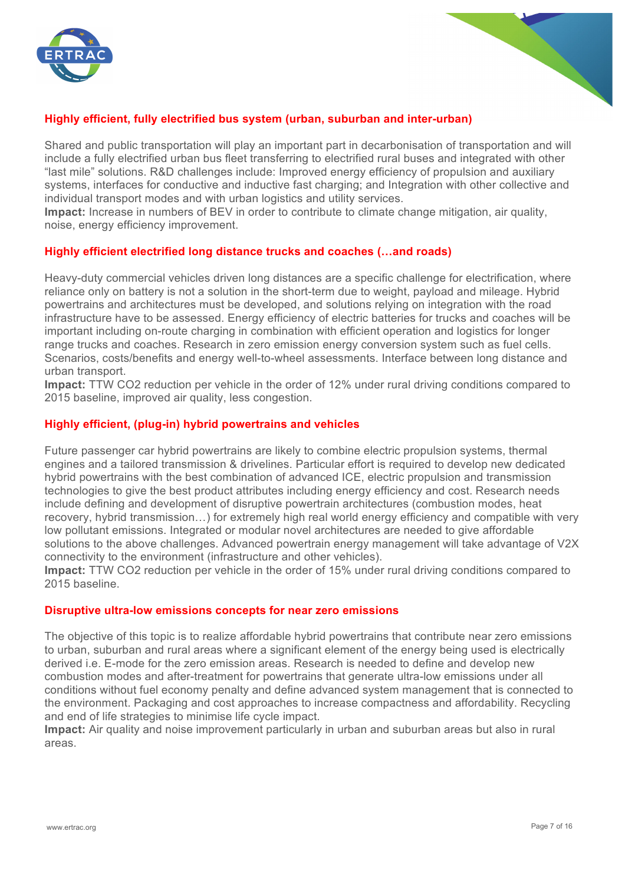### Highly efficient, fully electrified bus system (urban, suburban and inter-urban)

Shared and public transportation will play an important part in decarbonisation of transportation and will include a fully electrified urban bus fleet transferring to electrified rural buses and integrated with other "last mile" solutions. R&D challenges include: Improved energy efficiency of propulsion and auxiliary systems, interfaces for conductive and inductive fast charging; and Integration with other collective and individual transport modes and with urban logistics and utility services.
**Impact:** Increase in numbers of BEV in order to contribute to climate change mitigation, air quality, noise, energy efficiency improvement.

### Highly efficient electrified long distance trucks and coaches (…and roads)

Heavy-duty commercial vehicles driven long distances are a specific challenge for electrification, where reliance only on battery is not a solution in the short-term due to weight, payload and mileage. Hybrid powertrains and architectures must be developed, and solutions relying on integration with the road infrastructure have to be assessed. Energy efficiency of electric batteries for trucks and coaches will be important including on-route charging in combination with efficient operation and logistics for longer range trucks and coaches. Research in zero emission energy conversion system such as fuel cells. Scenarios, costs/benefits and energy well-to-wheel assessments. Interface between long distance and urban transport.
**Impact:** TTW $CO_2$ reduction per vehicle in the order of 12% under rural driving conditions compared to 2015 baseline, improved air quality, less congestion.

### Highly efficient, (plug-in) hybrid powertrains and vehicles

Future passenger car hybrid powertrains are likely to combine electric propulsion systems, thermal engines and a tailored transmission & drivelines. Particular effort is required to develop new dedicated hybrid powertrains with the best combination of advanced ICE, electric propulsion and transmission technologies to give the best product attributes including energy efficiency and cost. Research needs include defining and development of disruptive powertrain architectures (combustion modes, heat recovery, hybrid transmission…) for extremely high real world energy efficiency and compatible with very low pollutant emissions. Integrated or modular novel architectures are needed to give affordable solutions to the above challenges. Advanced powertrain energy management will take advantage of V2X connectivity to the environment (infrastructure and other vehicles).
**Impact:** TTW $CO_2$ reduction per vehicle in the order of 15% under rural driving conditions compared to 2015 baseline.

### Disruptive ultra-low emissions concepts for near zero emissions

The objective of this topic is to realize affordable hybrid powertrains that contribute near zero emissions to urban, suburban and rural areas where a significant element of the energy being used is electrically derived i.e. E-mode for the zero emission areas. Research is needed to define and develop new combustion modes and after-treatment for powertrains that generate ultra-low emissions under all conditions without fuel economy penalty and define advanced system management that is connected to the environment. Packaging and cost approaches to increase compactness and affordability. Recycling and end of life strategies to minimise life cycle impact.
**Impact:** Air quality and noise improvement particularly in urban and suburban areas but also in rural areas.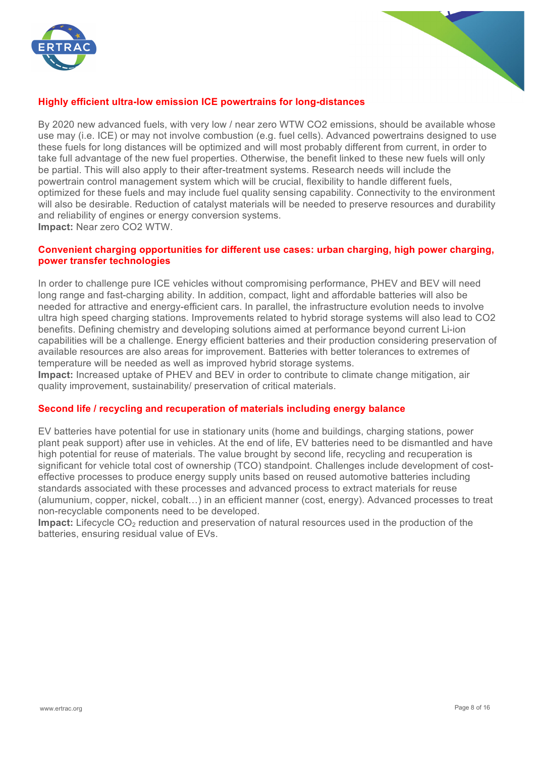### Highly efficient ultra-low emission ICE powertrains for long-distances

By 2020 new advanced fuels, with very low / near zero WTW CO2 emissions, should be available whose use may (i.e. ICE) or may not involve combustion (e.g. fuel cells). Advanced powertrains designed to use these fuels for long distances will be optimized and will most probably different from current, in order to take full advantage of the new fuel properties. Otherwise, the benefit linked to these new fuels will only be partial. This will also apply to their after-treatment systems. Research needs will include the powertrain control management system which will be crucial, flexibility to handle different fuels, optimized for these fuels and may include fuel quality sensing capability. Connectivity to the environment will also be desirable. Reduction of catalyst materials will be needed to preserve resources and durability and reliability of engines or energy conversion systems.
**Impact:** Near zero CO2 WTW.

### Convenient charging opportunities for different use cases: urban charging, high power charging, power transfer technologies

In order to challenge pure ICE vehicles without compromising performance, PHEV and BEV will need long range and fast-charging ability. In addition, compact, light and affordable batteries will also be needed for attractive and energy-efficient cars. In parallel, the infrastructure evolution needs to involve ultra high speed charging stations. Improvements related to hybrid storage systems will also lead to CO2 benefits. Defining chemistry and developing solutions aimed at performance beyond current Li-ion capabilities will be a challenge. Energy efficient batteries and their production considering preservation of available resources are also areas for improvement. Batteries with better tolerances to extremes of temperature will be needed as well as improved hybrid storage systems.
**Impact:** Increased uptake of PHEV and BEV in order to contribute to climate change mitigation, air quality improvement, sustainability/ preservation of critical materials.

### Second life / recycling and recuperation of materials including energy balance

EV batteries have potential for use in stationary units (home and buildings, charging stations, power plant peak support) after use in vehicles. At the end of life, EV batteries need to be dismantled and have high potential for reuse of materials. The value brought by second life, recycling and recuperation is significant for vehicle total cost of ownership (TCO) standpoint. Challenges include development of cost-effective processes to produce energy supply units based on reused automotive batteries including standards associated with these processes and advanced process to extract materials for reuse (alumunium, copper, nickel, cobalt…) in an efficient manner (cost, energy). Advanced processes to treat non-recyclable components need to be developed.
**Impact:** Lifecycle $CO_2$ reduction and preservation of natural resources used in the production of the batteries, ensuring residual value of EVs.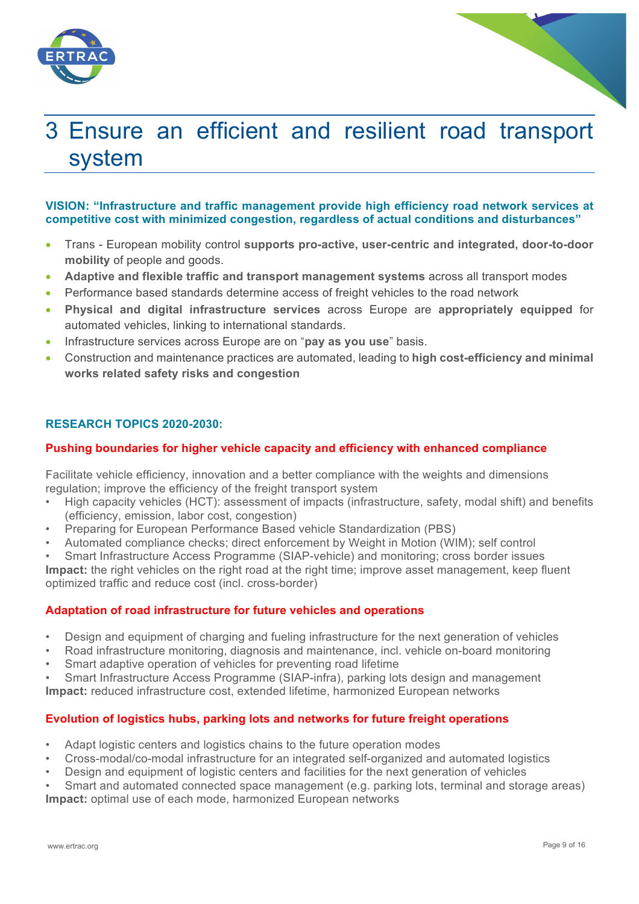# 3 Ensure an efficient and resilient road transport system

**VISION: "Infrastructure and traffic management provide high efficiency road network services at competitive cost with minimized congestion, regardless of actual conditions and disturbances"**

- Trans - European mobility control **supports pro-active, user-centric and integrated, door-to-door mobility** of people and goods.
- **Adaptive and flexible traffic and transport management systems** across all transport modes
- Performance based standards determine access of freight vehicles to the road network
- **Physical and digital infrastructure services** across Europe are **appropriately equipped** for automated vehicles, linking to international standards.
- Infrastructure services across Europe are on "**pay as you use**" basis.
- Construction and maintenance practices are automated, leading to **high cost-efficiency and minimal works related safety risks and congestion**

**RESEARCH TOPICS 2020-2030:**

**Pushing boundaries for higher vehicle capacity and efficiency with enhanced compliance**

Facilitate vehicle efficiency, innovation and a better compliance with the weights and dimensions regulation; improve the efficiency of the freight transport system

- High capacity vehicles (HCT): assessment of impacts (infrastructure, safety, modal shift) and benefits (efficiency, emission, labor cost, congestion)
- Preparing for European Performance Based vehicle Standardization (PBS)
- Automated compliance checks; direct enforcement by Weight in Motion (WIM); self control
- Smart Infrastructure Access Programme (SIAP-vehicle) and monitoring; cross border issues

**Impact:** the right vehicles on the right road at the right time; improve asset management, keep fluent optimized traffic and reduce cost (incl. cross-border)

**Adaptation of road infrastructure for future vehicles and operations**

- Design and equipment of charging and fueling infrastructure for the next generation of vehicles
- Road infrastructure monitoring, diagnosis and maintenance, incl. vehicle on-board monitoring
- Smart adaptive operation of vehicles for preventing road lifetime
- Smart Infrastructure Access Programme (SIAP-infra), parking lots design and management

**Impact:** reduced infrastructure cost, extended lifetime, harmonized European networks

**Evolution of logistics hubs, parking lots and networks for future freight operations**

- Adapt logistic centers and logistics chains to the future operation modes
- Cross-modal/co-modal infrastructure for an integrated self-organized and automated logistics
- Design and equipment of logistic centers and facilities for the next generation of vehicles
- Smart and automated connected space management (e.g. parking lots, terminal and storage areas)

**Impact:** optimal use of each mode, harmonized European networks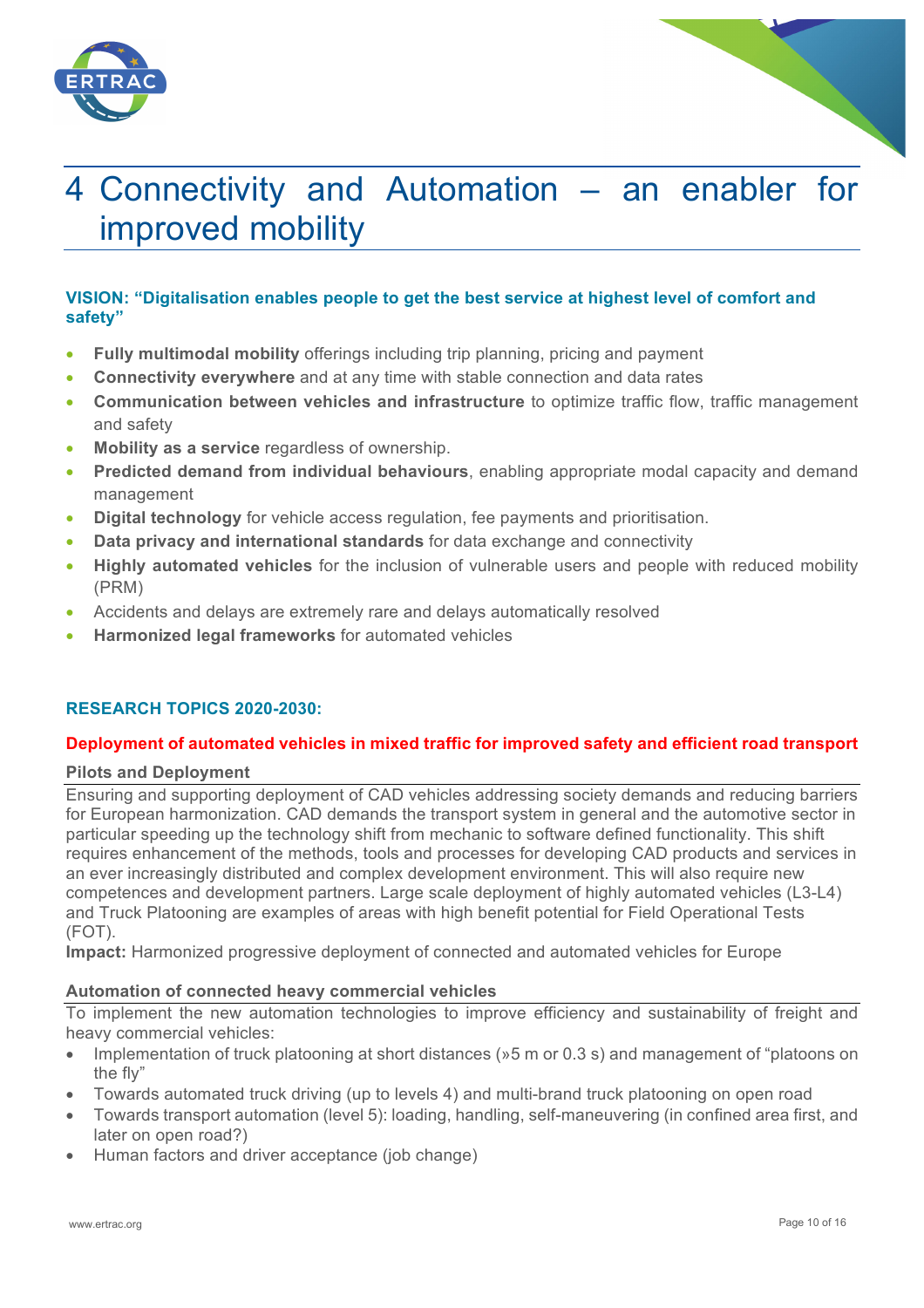# 4 Connectivity and Automation – an enabler for improved mobility

**VISION: "Digitalisation enables people to get the best service at highest level of comfort and safety"**

- **Fully multimodal mobility** offerings including trip planning, pricing and payment
- **Connectivity everywhere** and at any time with stable connection and data rates
- **Communication between vehicles and infrastructure** to optimize traffic flow, traffic management and safety
- **Mobility as a service** regardless of ownership.
- **Predicted demand from individual behaviours**, enabling appropriate modal capacity and demand management
- **Digital technology** for vehicle access regulation, fee payments and prioritisation.
- **Data privacy and international standards** for data exchange and connectivity
- **Highly automated vehicles** for the inclusion of vulnerable users and people with reduced mobility (PRM)
- Accidents and delays are extremely rare and delays automatically resolved
- **Harmonized legal frameworks** for automated vehicles

**RESEARCH TOPICS 2020-2030:**

**Deployment of automated vehicles in mixed traffic for improved safety and efficient road transport**

**Pilots and Deployment**

Ensuring and supporting deployment of CAD vehicles addressing society demands and reducing barriers for European harmonization. CAD demands the transport system in general and the automotive sector in particular speeding up the technology shift from mechanic to software defined functionality. This shift requires enhancement of the methods, tools and processes for developing CAD products and services in an ever increasingly distributed and complex development environment. This will also require new competences and development partners. Large scale deployment of highly automated vehicles (L3-L4) and Truck Platooning are examples of areas with high benefit potential for Field Operational Tests (FOT).

**Impact:** Harmonized progressive deployment of connected and automated vehicles for Europe

**Automation of connected heavy commercial vehicles**

To implement the new automation technologies to improve efficiency and sustainability of freight and heavy commercial vehicles:

- Implementation of truck platooning at short distances (»5 m or 0.3 s) and management of "platoons on the fly"
- Towards automated truck driving (up to levels 4) and multi-brand truck platooning on open road
- Towards transport automation (level 5): loading, handling, self-maneuvering (in confined area first, and later on open road?)
- Human factors and driver acceptance (job change)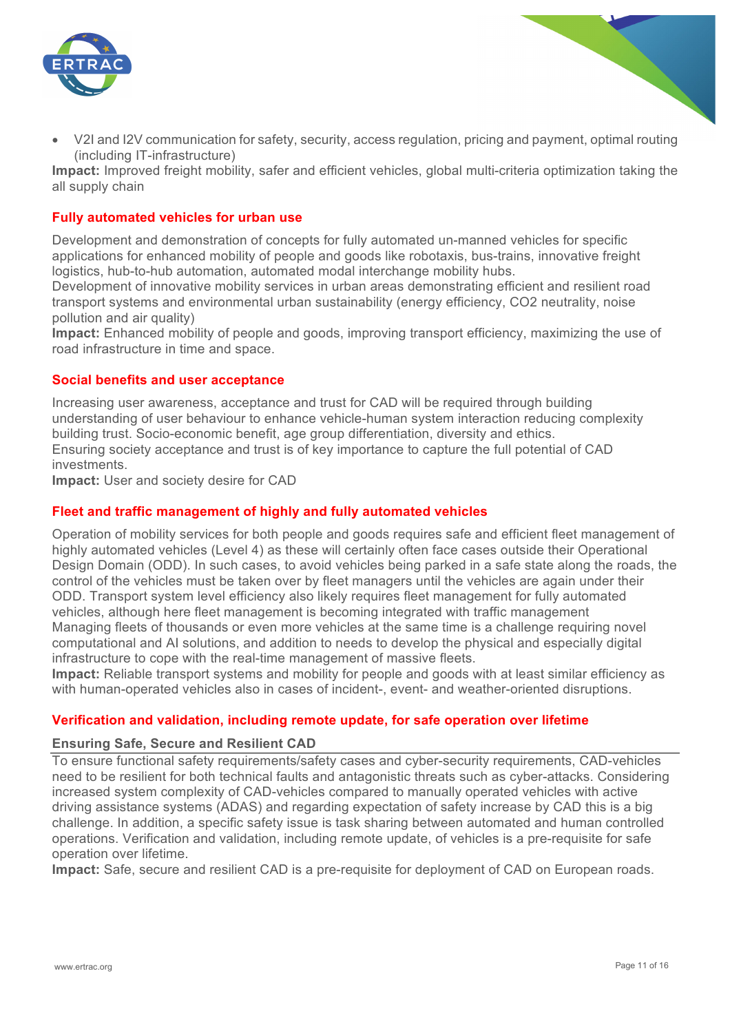- V2I and I2V communication for safety, security, access regulation, pricing and payment, optimal routing (including IT-infrastructure)

**Impact:** Improved freight mobility, safer and efficient vehicles, global multi-criteria optimization taking the all supply chain

### Fully automated vehicles for urban use

Development and demonstration of concepts for fully automated un-manned vehicles for specific applications for enhanced mobility of people and goods like robotaxis, bus-trains, innovative freight logistics, hub-to-hub automation, automated modal interchange mobility hubs.
Development of innovative mobility services in urban areas demonstrating efficient and resilient road transport systems and environmental urban sustainability (energy efficiency, CO2 neutrality, noise pollution and air quality)
**Impact:** Enhanced mobility of people and goods, improving transport efficiency, maximizing the use of road infrastructure in time and space.

### Social benefits and user acceptance

Increasing user awareness, acceptance and trust for CAD will be required through building understanding of user behaviour to enhance vehicle-human system interaction reducing complexity building trust. Socio-economic benefit, age group differentiation, diversity and ethics.
Ensuring society acceptance and trust is of key importance to capture the full potential of CAD investments.
**Impact:** User and society desire for CAD

### Fleet and traffic management of highly and fully automated vehicles

Operation of mobility services for both people and goods requires safe and efficient fleet management of highly automated vehicles (Level 4) as these will certainly often face cases outside their Operational Design Domain (ODD). In such cases, to avoid vehicles being parked in a safe state along the roads, the control of the vehicles must be taken over by fleet managers until the vehicles are again under their ODD. Transport system level efficiency also likely requires fleet management for fully automated vehicles, although here fleet management is becoming integrated with traffic management
Managing fleets of thousands or even more vehicles at the same time is a challenge requiring novel computational and AI solutions, and addition to needs to develop the physical and especially digital infrastructure to cope with the real-time management of massive fleets.
**Impact:** Reliable transport systems and mobility for people and goods with at least similar efficiency as with human-operated vehicles also in cases of incident-, event- and weather-oriented disruptions.

### Verification and validation, including remote update, for safe operation over lifetime

#### Ensuring Safe, Secure and Resilient CAD

To ensure functional safety requirements/safety cases and cyber-security requirements, CAD-vehicles need to be resilient for both technical faults and antagonistic threats such as cyber-attacks. Considering increased system complexity of CAD-vehicles compared to manually operated vehicles with active driving assistance systems (ADAS) and regarding expectation of safety increase by CAD this is a big challenge. In addition, a specific safety issue is task sharing between automated and human controlled operations. Verification and validation, including remote update, of vehicles is a pre-requisite for safe operation over lifetime.
**Impact:** Safe, secure and resilient CAD is a pre-requisite for deployment of CAD on European roads.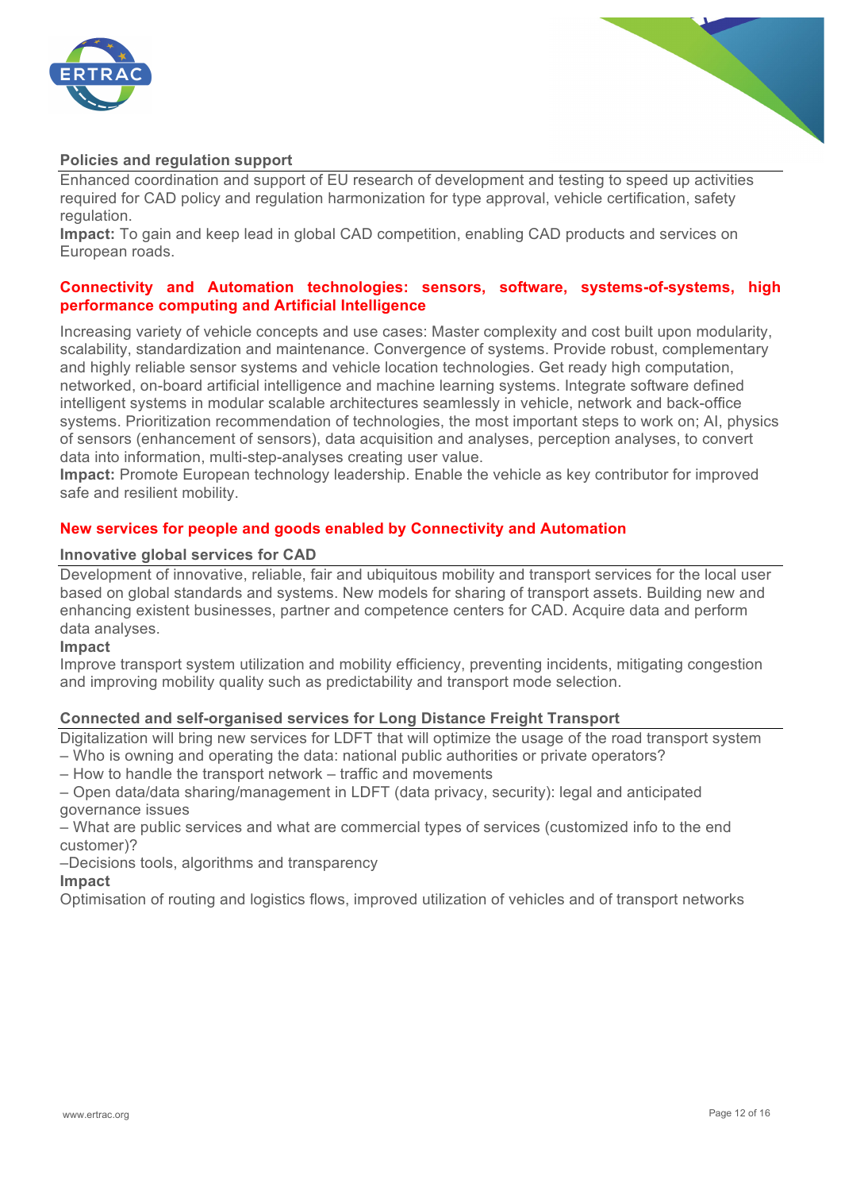#### Policies and regulation support

Enhanced coordination and support of EU research of development and testing to speed up activities required for CAD policy and regulation harmonization for type approval, vehicle certification, safety regulation.

**Impact:** To gain and keep lead in global CAD competition, enabling CAD products and services on European roads.

### Connectivity and Automation technologies: sensors, software, systems-of-systems, high performance computing and Artificial Intelligence

Increasing variety of vehicle concepts and use cases: Master complexity and cost built upon modularity, scalability, standardization and maintenance. Convergence of systems. Provide robust, complementary and highly reliable sensor systems and vehicle location technologies. Get ready high computation, networked, on-board artificial intelligence and machine learning systems. Integrate software defined intelligent systems in modular scalable architectures seamlessly in vehicle, network and back-office systems. Prioritization recommendation of technologies, the most important steps to work on; AI, physics of sensors (enhancement of sensors), data acquisition and analyses, perception analyses, to convert data into information, multi-step-analyses creating user value.

**Impact:** Promote European technology leadership. Enable the vehicle as key contributor for improved safe and resilient mobility.

### New services for people and goods enabled by Connectivity and Automation

#### Innovative global services for CAD

Development of innovative, reliable, fair and ubiquitous mobility and transport services for the local user based on global standards and systems. New models for sharing of transport assets. Building new and enhancing existent businesses, partner and competence centers for CAD. Acquire data and perform data analyses.

**Impact**

Improve transport system utilization and mobility efficiency, preventing incidents, mitigating congestion and improving mobility quality such as predictability and transport mode selection.

#### Connected and self-organised services for Long Distance Freight Transport

Digitalization will bring new services for LDFT that will optimize the usage of the road transport system

– Who is owning and operating the data: national public authorities or private operators?

– How to handle the transport network – traffic and movements

– Open data/data sharing/management in LDFT (data privacy, security): legal and anticipated governance issues

– What are public services and what are commercial types of services (customized info to the end customer)?

–Decisions tools, algorithms and transparency

**Impact**

Optimisation of routing and logistics flows, improved utilization of vehicles and of transport networks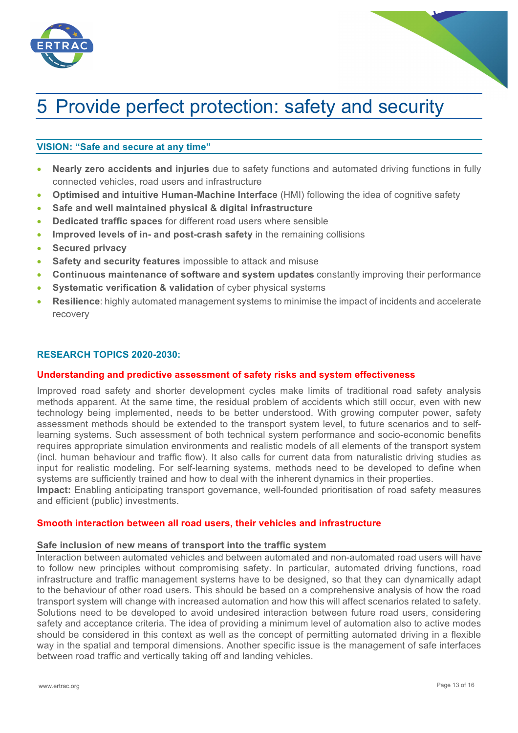# 5 Provide perfect protection: safety and security

### VISION: "Safe and secure at any time"

- **Nearly zero accidents and injuries** due to safety functions and automated driving functions in fully connected vehicles, road users and infrastructure
- **Optimised and intuitive Human-Machine Interface** (HMI) following the idea of cognitive safety
- **Safe and well maintained physical & digital infrastructure**
- **Dedicated traffic spaces** for different road users where sensible
- **Improved levels of in- and post-crash safety** in the remaining collisions
- **Secured privacy**
- **Safety and security features** impossible to attack and misuse
- **Continuous maintenance of software and system updates** constantly improving their performance
- **Systematic verification & validation** of cyber physical systems
- **Resilience**: highly automated management systems to minimise the impact of incidents and accelerate recovery

### RESEARCH TOPICS 2020-2030:

#### Understanding and predictive assessment of safety risks and system effectiveness

Improved road safety and shorter development cycles make limits of traditional road safety analysis methods apparent. At the same time, the residual problem of accidents which still occur, even with new technology being implemented, needs to be better understood. With growing computer power, safety assessment methods should be extended to the transport system level, to future scenarios and to self-learning systems. Such assessment of both technical system performance and socio-economic benefits requires appropriate simulation environments and realistic models of all elements of the transport system (incl. human behaviour and traffic flow). It also calls for current data from naturalistic driving studies as input for realistic modeling. For self-learning systems, methods need to be developed to define when systems are sufficiently trained and how to deal with the inherent dynamics in their properties.
**Impact:** Enabling anticipating transport governance, well-founded prioritisation of road safety measures and efficient (public) investments.

#### Smooth interaction between all road users, their vehicles and infrastructure

**Safe inclusion of new means of transport into the traffic system**

Interaction between automated vehicles and between automated and non-automated road users will have to follow new principles without compromising safety. In particular, automated driving functions, road infrastructure and traffic management systems have to be designed, so that they can dynamically adapt to the behaviour of other road users. This should be based on a comprehensive analysis of how the road transport system will change with increased automation and how this will affect scenarios related to safety. Solutions need to be developed to avoid undesired interaction between future road users, considering safety and acceptance criteria. The idea of providing a minimum level of automation also to active modes should be considered in this context as well as the concept of permitting automated driving in a flexible way in the spatial and temporal dimensions. Another specific issue is the management of safe interfaces between road traffic and vertically taking off and landing vehicles.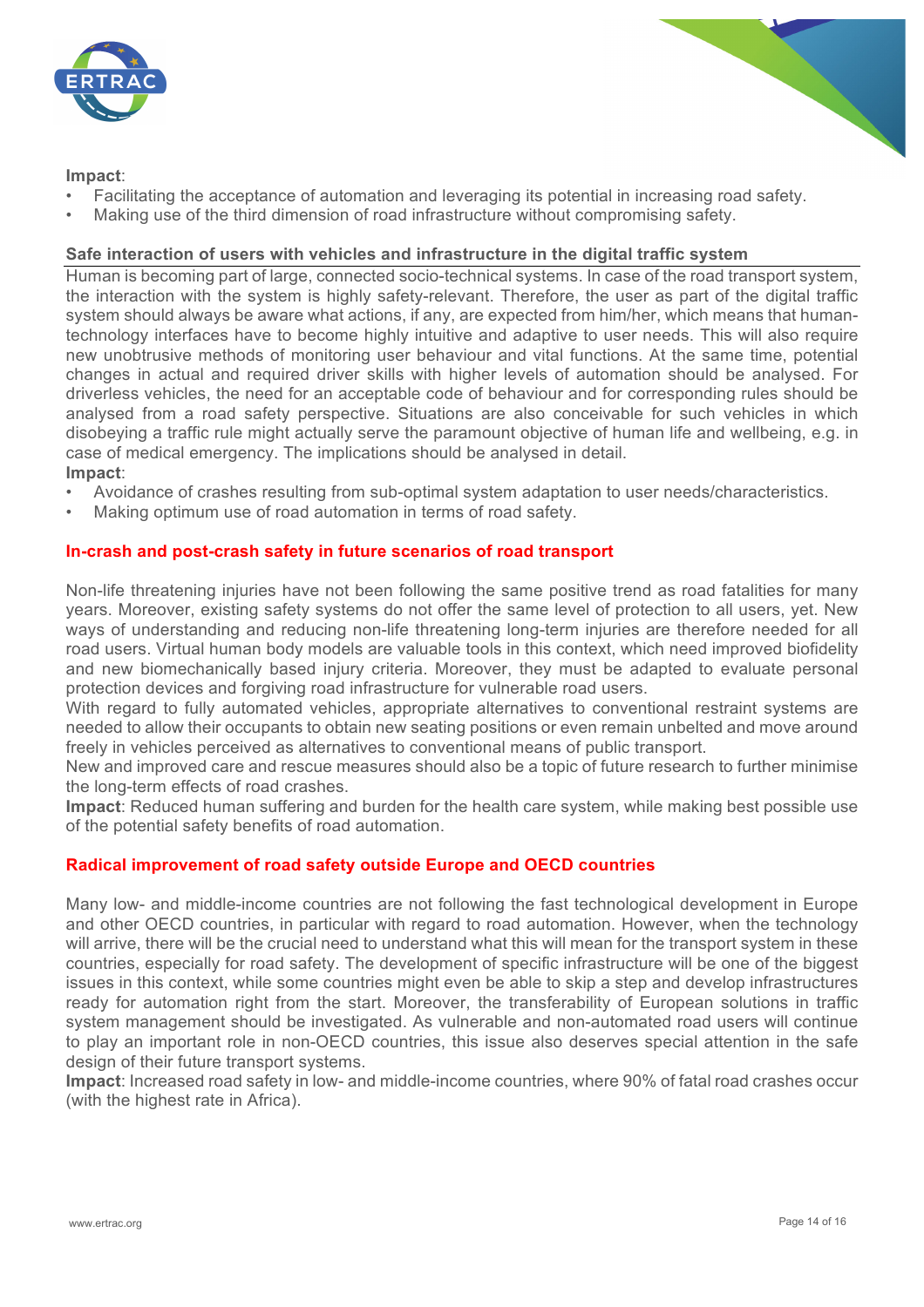**Impact**:

- Facilitating the acceptance of automation and leveraging its potential in increasing road safety.
- Making use of the third dimension of road infrastructure without compromising safety.

**Safe interaction of users with vehicles and infrastructure in the digital traffic system**

Human is becoming part of large, connected socio-technical systems. In case of the road transport system, the interaction with the system is highly safety-relevant. Therefore, the user as part of the digital traffic system should always be aware what actions, if any, are expected from him/her, which means that human-technology interfaces have to become highly intuitive and adaptive to user needs. This will also require new unobtrusive methods of monitoring user behaviour and vital functions. At the same time, potential changes in actual and required driver skills with higher levels of automation should be analysed. For driverless vehicles, the need for an acceptable code of behaviour and for corresponding rules should be analysed from a road safety perspective. Situations are also conceivable for such vehicles in which disobeying a traffic rule might actually serve the paramount objective of human life and wellbeing, e.g. in case of medical emergency. The implications should be analysed in detail.

**Impact**:

- Avoidance of crashes resulting from sub-optimal system adaptation to user needs/characteristics.
- Making optimum use of road automation in terms of road safety.

**In-crash and post-crash safety in future scenarios of road transport**

Non-life threatening injuries have not been following the same positive trend as road fatalities for many years. Moreover, existing safety systems do not offer the same level of protection to all users, yet. New ways of understanding and reducing non-life threatening long-term injuries are therefore needed for all road users. Virtual human body models are valuable tools in this context, which need improved biofidelity and new biomechanically based injury criteria. Moreover, they must be adapted to evaluate personal protection devices and forgiving road infrastructure for vulnerable road users.

With regard to fully automated vehicles, appropriate alternatives to conventional restraint systems are needed to allow their occupants to obtain new seating positions or even remain unbelted and move around freely in vehicles perceived as alternatives to conventional means of public transport.

New and improved care and rescue measures should also be a topic of future research to further minimise the long-term effects of road crashes.

**Impact**: Reduced human suffering and burden for the health care system, while making best possible use of the potential safety benefits of road automation.

**Radical improvement of road safety outside Europe and OECD countries**

Many low- and middle-income countries are not following the fast technological development in Europe and other OECD countries, in particular with regard to road automation. However, when the technology will arrive, there will be the crucial need to understand what this will mean for the transport system in these countries, especially for road safety. The development of specific infrastructure will be one of the biggest issues in this context, while some countries might even be able to skip a step and develop infrastructures ready for automation right from the start. Moreover, the transferability of European solutions in traffic system management should be investigated. As vulnerable and non-automated road users will continue to play an important role in non-OECD countries, this issue also deserves special attention in the safe design of their future transport systems.

**Impact**: Increased road safety in low- and middle-income countries, where 90% of fatal road crashes occur (with the highest rate in Africa).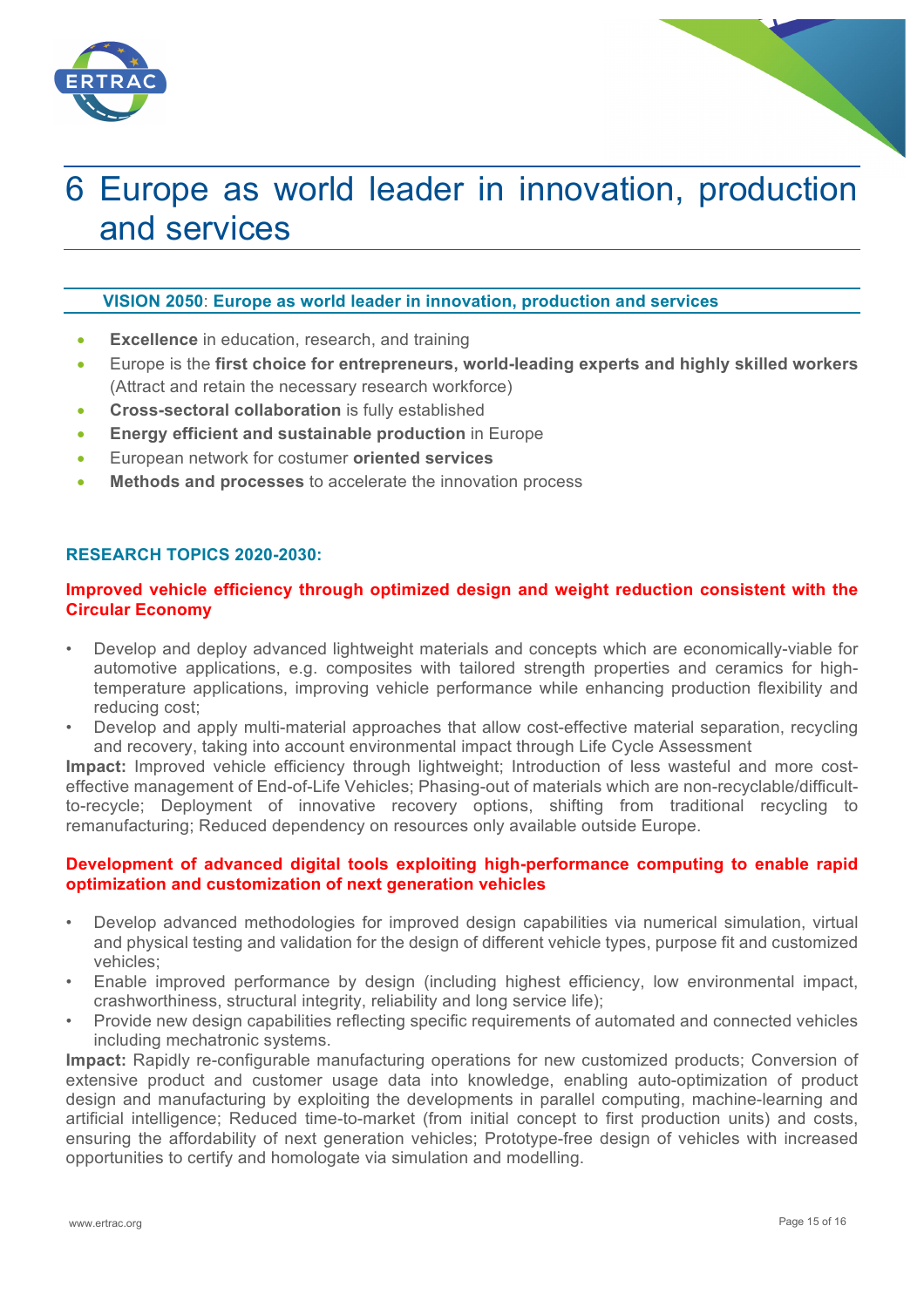# 6 Europe as world leader in innovation, production and services

**VISION 2050**: **Europe as world leader in innovation, production and services**

- **Excellence** in education, research, and training
- Europe is the **first choice for entrepreneurs, world-leading experts and highly skilled workers** (Attract and retain the necessary research workforce)
- **Cross-sectoral collaboration** is fully established
- **Energy efficient and sustainable production** in Europe
- European network for costumer **oriented services**
- **Methods and processes** to accelerate the innovation process

**RESEARCH TOPICS 2020-2030:**

**Improved vehicle efficiency through optimized design and weight reduction consistent with the Circular Economy**

- Develop and deploy advanced lightweight materials and concepts which are economically-viable for automotive applications, e.g. composites with tailored strength properties and ceramics for high-temperature applications, improving vehicle performance while enhancing production flexibility and reducing cost;
- Develop and apply multi-material approaches that allow cost-effective material separation, recycling and recovery, taking into account environmental impact through Life Cycle Assessment

**Impact:** Improved vehicle efficiency through lightweight; Introduction of less wasteful and more cost-effective management of End-of-Life Vehicles; Phasing-out of materials which are non-recyclable/difficult-to-recycle; Deployment of innovative recovery options, shifting from traditional recycling to remanufacturing; Reduced dependency on resources only available outside Europe.

**Development of advanced digital tools exploiting high-performance computing to enable rapid optimization and customization of next generation vehicles**

- Develop advanced methodologies for improved design capabilities via numerical simulation, virtual and physical testing and validation for the design of different vehicle types, purpose fit and customized vehicles;
- Enable improved performance by design (including highest efficiency, low environmental impact, crashworthiness, structural integrity, reliability and long service life);
- Provide new design capabilities reflecting specific requirements of automated and connected vehicles including mechatronic systems.

**Impact:** Rapidly re-configurable manufacturing operations for new customized products; Conversion of extensive product and customer usage data into knowledge, enabling auto-optimization of product design and manufacturing by exploiting the developments in parallel computing, machine-learning and artificial intelligence; Reduced time-to-market (from initial concept to first production units) and costs, ensuring the affordability of next generation vehicles; Prototype-free design of vehicles with increased opportunities to certify and homologate via simulation and modelling.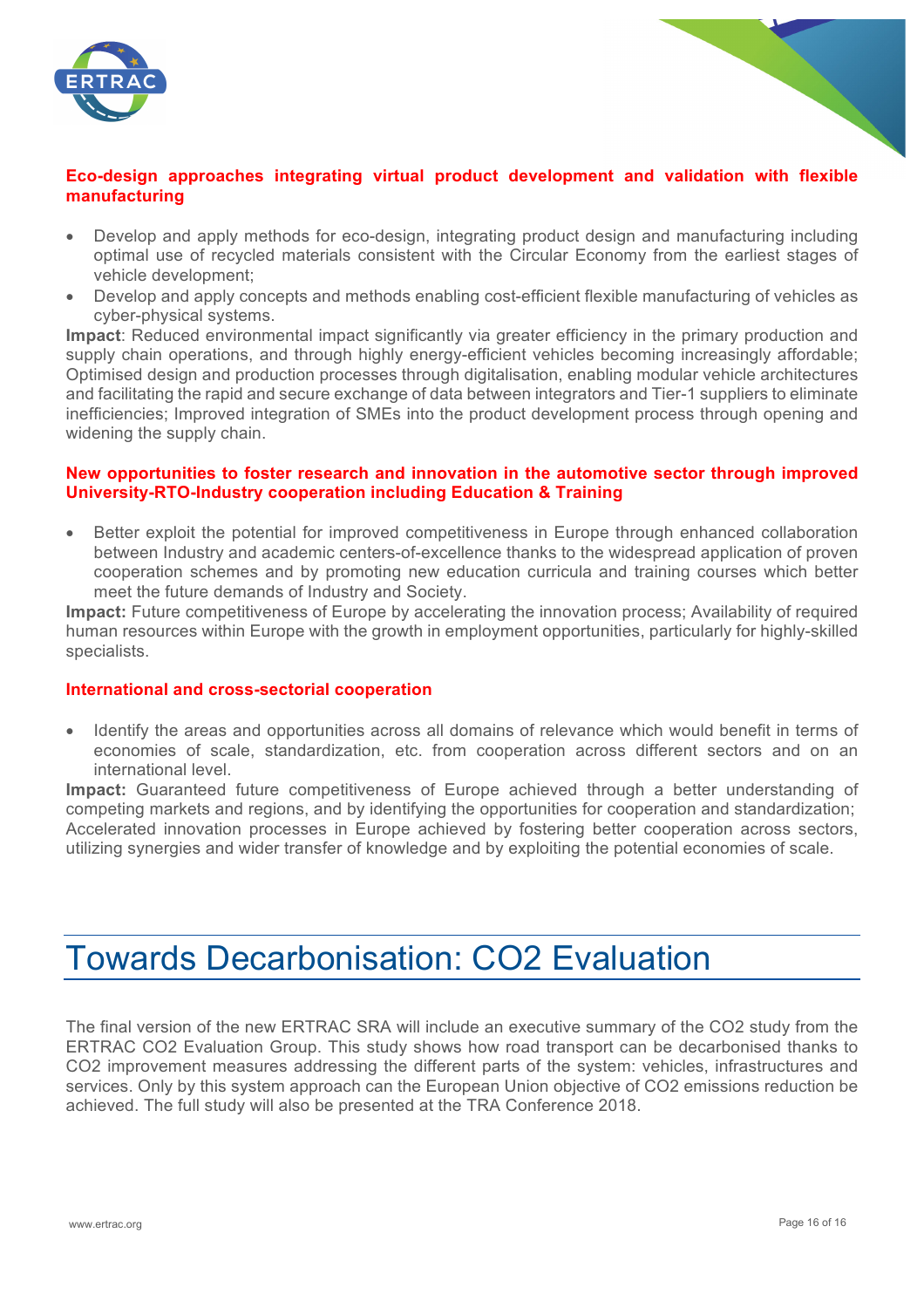**Eco-design approaches integrating virtual product development and validation with flexible manufacturing**

- Develop and apply methods for eco-design, integrating product design and manufacturing including optimal use of recycled materials consistent with the Circular Economy from the earliest stages of vehicle development;
- Develop and apply concepts and methods enabling cost-efficient flexible manufacturing of vehicles as cyber-physical systems.

**Impact**: Reduced environmental impact significantly via greater efficiency in the primary production and supply chain operations, and through highly energy-efficient vehicles becoming increasingly affordable; Optimised design and production processes through digitalisation, enabling modular vehicle architectures and facilitating the rapid and secure exchange of data between integrators and Tier-1 suppliers to eliminate inefficiencies; Improved integration of SMEs into the product development process through opening and widening the supply chain.

**New opportunities to foster research and innovation in the automotive sector through improved University-RTO-Industry cooperation including Education & Training**

- Better exploit the potential for improved competitiveness in Europe through enhanced collaboration between Industry and academic centers-of-excellence thanks to the widespread application of proven cooperation schemes and by promoting new education curricula and training courses which better meet the future demands of Industry and Society.

**Impact:** Future competitiveness of Europe by accelerating the innovation process; Availability of required human resources within Europe with the growth in employment opportunities, particularly for highly-skilled specialists.

**International and cross-sectorial cooperation**

- Identify the areas and opportunities across all domains of relevance which would benefit in terms of economies of scale, standardization, etc. from cooperation across different sectors and on an international level.

**Impact:** Guaranteed future competitiveness of Europe achieved through a better understanding of competing markets and regions, and by identifying the opportunities for cooperation and standardization; Accelerated innovation processes in Europe achieved by fostering better cooperation across sectors, utilizing synergies and wider transfer of knowledge and by exploiting the potential economies of scale.

# Towards Decarbonisation: CO2 Evaluation

The final version of the new ERTRAC SRA will include an executive summary of the CO2 study from the ERTRAC CO2 Evaluation Group. This study shows how road transport can be decarbonised thanks to CO2 improvement measures addressing the different parts of the system: vehicles, infrastructures and services. Only by this system approach can the European Union objective of CO2 emissions reduction be achieved. The full study will also be presented at the TRA Conference 2018.